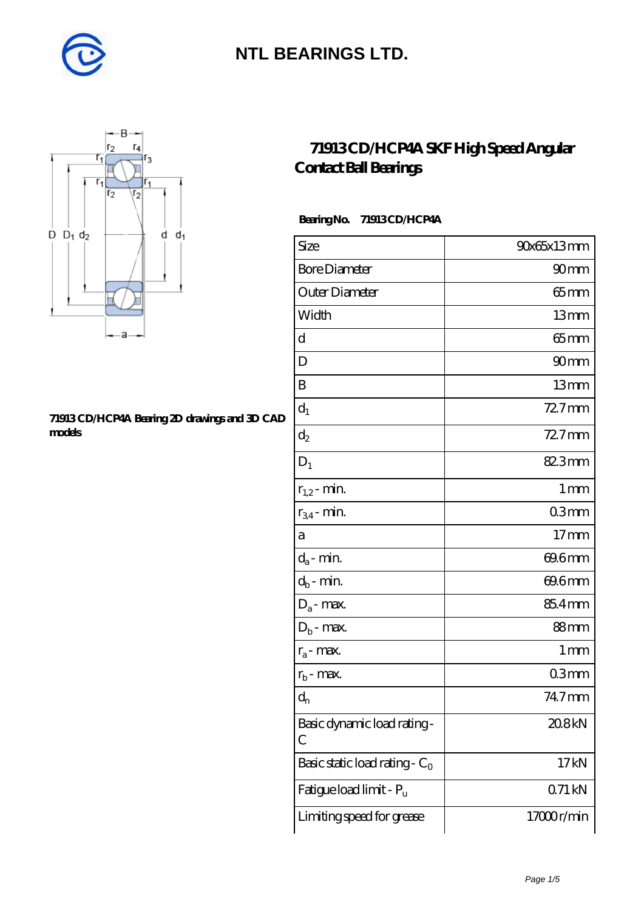# NTL BEARINGS LTD.

## 71913 CD/HCP4A SKF High Speed Angular Contact Ball Bearings

**71913 CD/HCP4A Bearing 2D drawings and 3D CAD models**

**Bearing No. 71913 CD/HCP4A**

| | |
|---|---|
| Size | 90x65x13 mm |
| Bore Diameter | 90 mm |
| Outer Diameter | 65 mm |
| Width | 13 mm |
| d | 65 mm |
| D | 90 mm |
| B | 13 mm |
| $d_1$ | 72.7 mm |
| $d_2$ | 72.7 mm |
| $D_1$ | 82.3 mm |
| $r_{1,2}$ - min. | 1 mm |
| $r_{3,4}$ - min. | 0.3 mm |
| a | 17 mm |
| $d_a$ - min. | 69.6 mm |
| $d_b$ - min. | 69.6 mm |
| $D_a$ - max. | 85.4 mm |
| $D_b$ - max. | 88 mm |
| $r_a$ - max. | 1 mm |
| $r_b$ - max. | 0.3 mm |
| $d_n$ | 74.7 mm |
| Basic dynamic load rating - C | 20.8 kN |
| Basic static load rating - $C_0$ | 17 kN |
| Fatigue load limit - $P_u$ | 0.71 kN |
| Limiting speed for grease | 17000 r/min |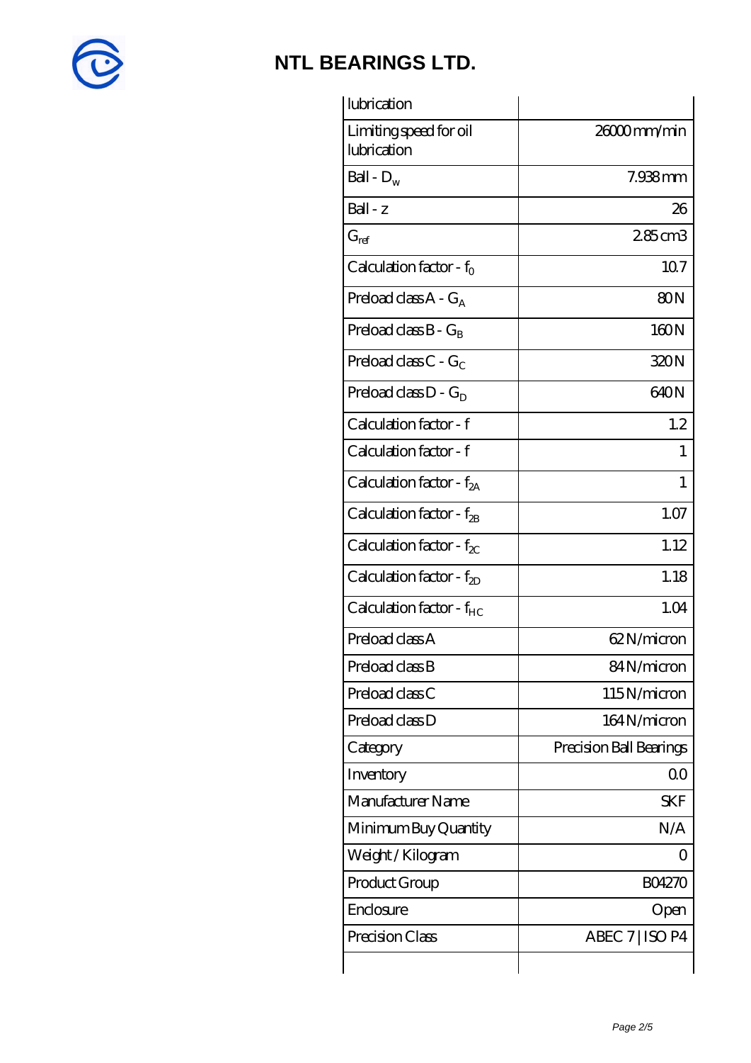# NTL BEARINGS LTD.

| lubrication | |
|---|---|
| Limiting speed for oil lubrication | 26000 mm/min |
| Ball - $D_w$ | 7.938 mm |
| Ball - z | 26 |
| $G_{ref}$ | 2.85 cm3 |
| Calculation factor - $f_0$ | 10.7 |
| Preload class A - $G_A$ | 80 N |
| Preload class B - $G_B$ | 160 N |
| Preload class C - $G_C$ | 320 N |
| Preload class D - $G_D$ | 640 N |
| Calculation factor - f | 1.2 |
| Calculation factor - f | 1 |
| Calculation factor - $f_{2A}$ | 1 |
| Calculation factor - $f_{2B}$ | 1.07 |
| Calculation factor - $f_{2C}$ | 1.12 |
| Calculation factor - $f_{2D}$ | 1.18 |
| Calculation factor - $f_{HC}$ | 1.04 |
| Preload class A | 62 N/micron |
| Preload class B | 84 N/micron |
| Preload class C | 115 N/micron |
| Preload class D | 164 N/micron |
| Category | Precision Ball Bearings |
| Inventory | 0.0 |
| Manufacturer Name | SKF |
| Minimum Buy Quantity | N/A |
| Weight / Kilogram | 0 |
| Product Group | B04270 |
| Enclosure | Open |
| Precision Class | ABEC 7 \| ISO P4 |
| | |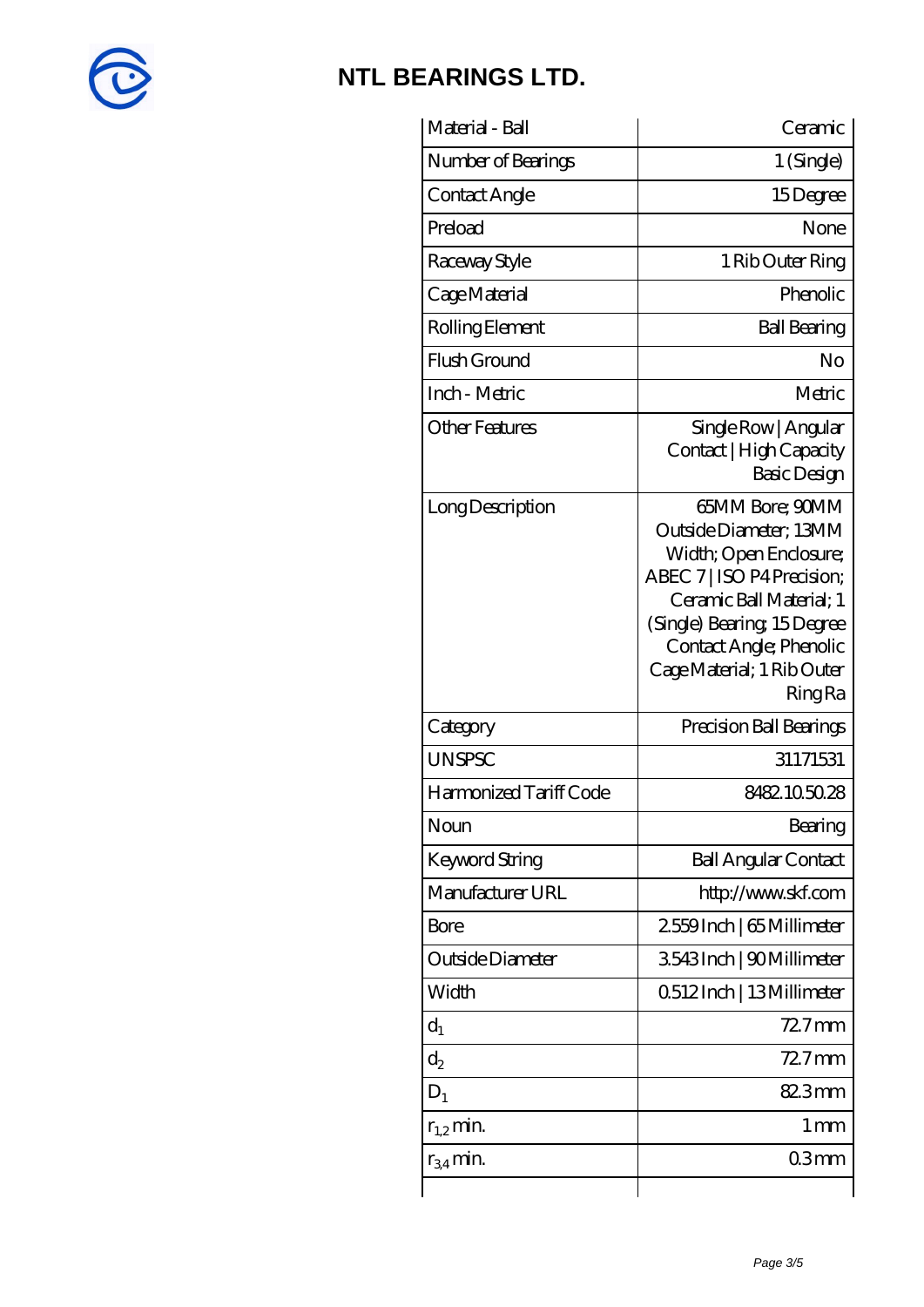## NTL BEARINGS LTD.

| Material - Ball | Ceramic |
| --- | --- |
| Number of Bearings | 1 (Single) |
| Contact Angle | 15 Degree |
| Preload | None |
| Raceway Style | 1 Rib Outer Ring |
| Cage Material | Phenolic |
| Rolling Element | Ball Bearing |
| Flush Ground | No |
| Inch - Metric | Metric |
| Other Features | Single Row \| Angular Contact \| High Capacity Basic Design |
| Long Description | 65MM Bore; 90MM Outside Diameter; 13MM Width; Open Enclosure; ABEC 7 \| ISO P4 Precision; Ceramic Ball Material; 1 (Single) Bearing; 15 Degree Contact Angle; Phenolic Cage Material; 1 Rib Outer Ring Ra |
| Category | Precision Ball Bearings |
| UNSPSC | 31171531 |
| Harmonized Tariff Code | 8482.10.50.28 |
| Noun | Bearing |
| Keyword String | Ball Angular Contact |
| Manufacturer URL | http://www.skf.com |
| Bore | 2.559 Inch \| 65 Millimeter |
| Outside Diameter | 3.543 Inch \| 90 Millimeter |
| Width | 0.512 Inch \| 13 Millimeter |
| $d_1$ | 72.7 mm |
| $d_2$ | 72.7 mm |
| $D_1$ | 82.3 mm |
| $r_{1,2}$ min. | 1 mm |
| $r_{3,4}$ min. | 0.3 mm |
| | |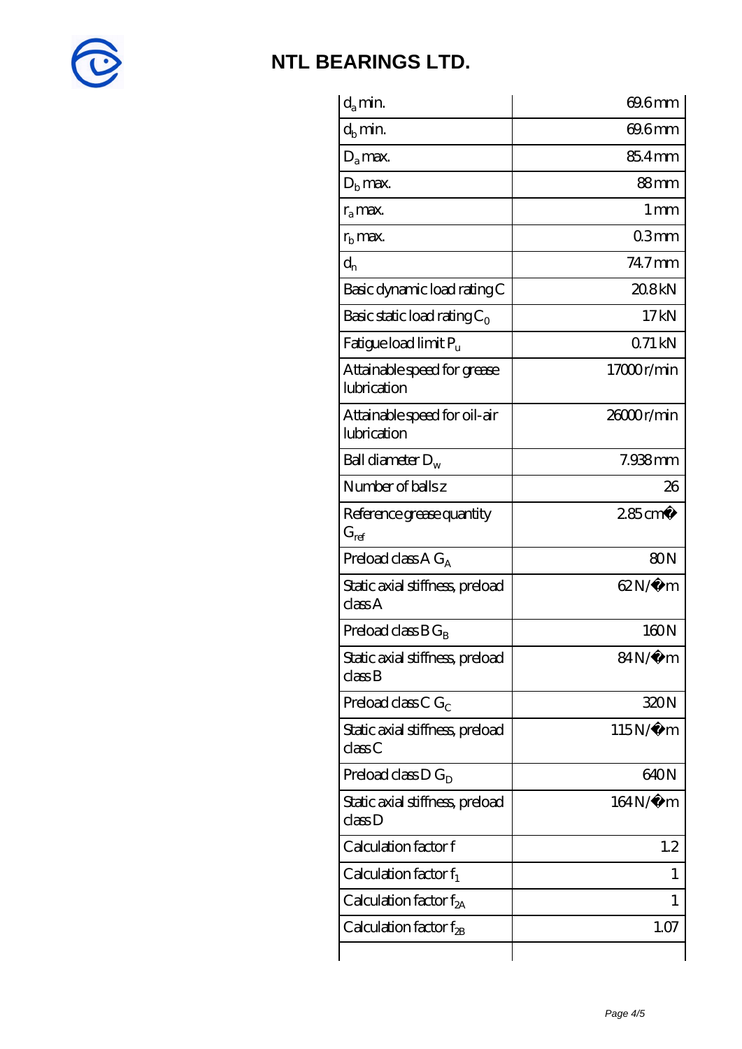| | |
|---|---|
| $d_a$ min. | 69.6 mm |
| $d_b$ min. | 69.6 mm |
| $D_a$ max. | 85.4 mm |
| $D_b$ max. | 88 mm |
| $r_a$ max. | 1 mm |
| $r_b$ max. | 0.3 mm |
| $d_n$ | 74.7 mm |
| Basic dynamic load rating C | 20.8 kN |
| Basic static load rating $C_0$ | 17 kN |
| Fatigue load limit $P_u$ | 0.71 kN |
| Attainable speed for grease lubrication | 17000 r/min |
| Attainable speed for oil-air lubrication | 26000 r/min |
| Ball diameter $D_w$ | 7.938 mm |
| Number of balls z | 26 |
| Reference grease quantity $G_{ref}$ | 2.85 cm� |
| Preload class A $G_A$ | 80 N |
| Static axial stiffness, preload class A | 62 N/�m |
| Preload class B $G_B$ | 160 N |
| Static axial stiffness, preload class B | 84 N/�m |
| Preload class C $G_C$ | 320 N |
| Static axial stiffness, preload class C | 115 N/�m |
| Preload class D $G_D$ | 640 N |
| Static axial stiffness, preload class D | 164 N/�m |
| Calculation factor f | 1.2 |
| Calculation factor $f_1$ | 1 |
| Calculation factor $f_{2A}$ | 1 |
| Calculation factor $f_{2B}$ | 1.07 |
| | |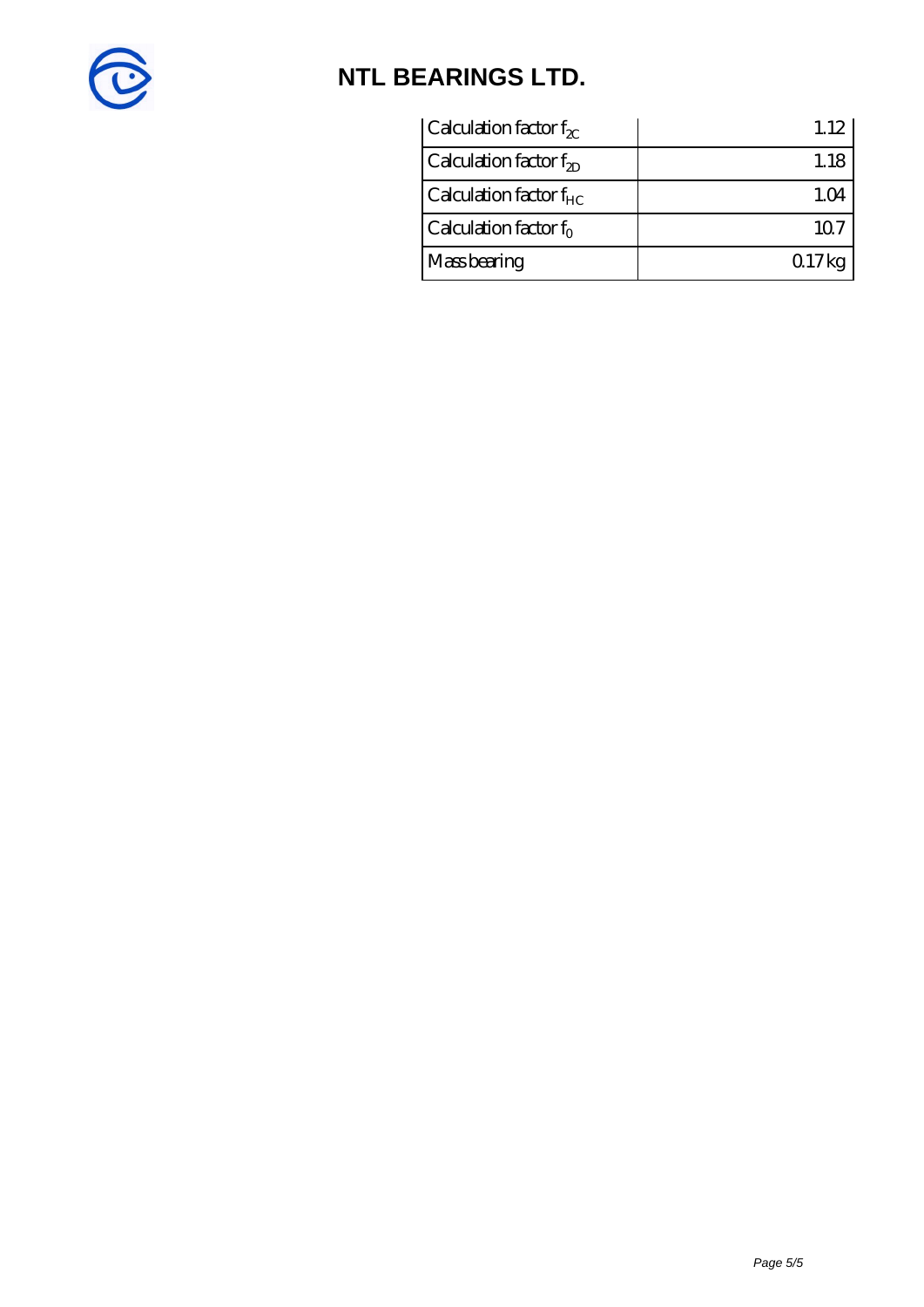# NTL BEARINGS LTD.

| | |
|---|---|
| Calculation factor $f_{2C}$ | 1.12 |
| Calculation factor $f_{2D}$ | 1.18 |
| Calculation factor $f_{HC}$ | 1.04 |
| Calculation factor $f_0$ | 10.7 |
| Mass bearing | 0.17 kg |